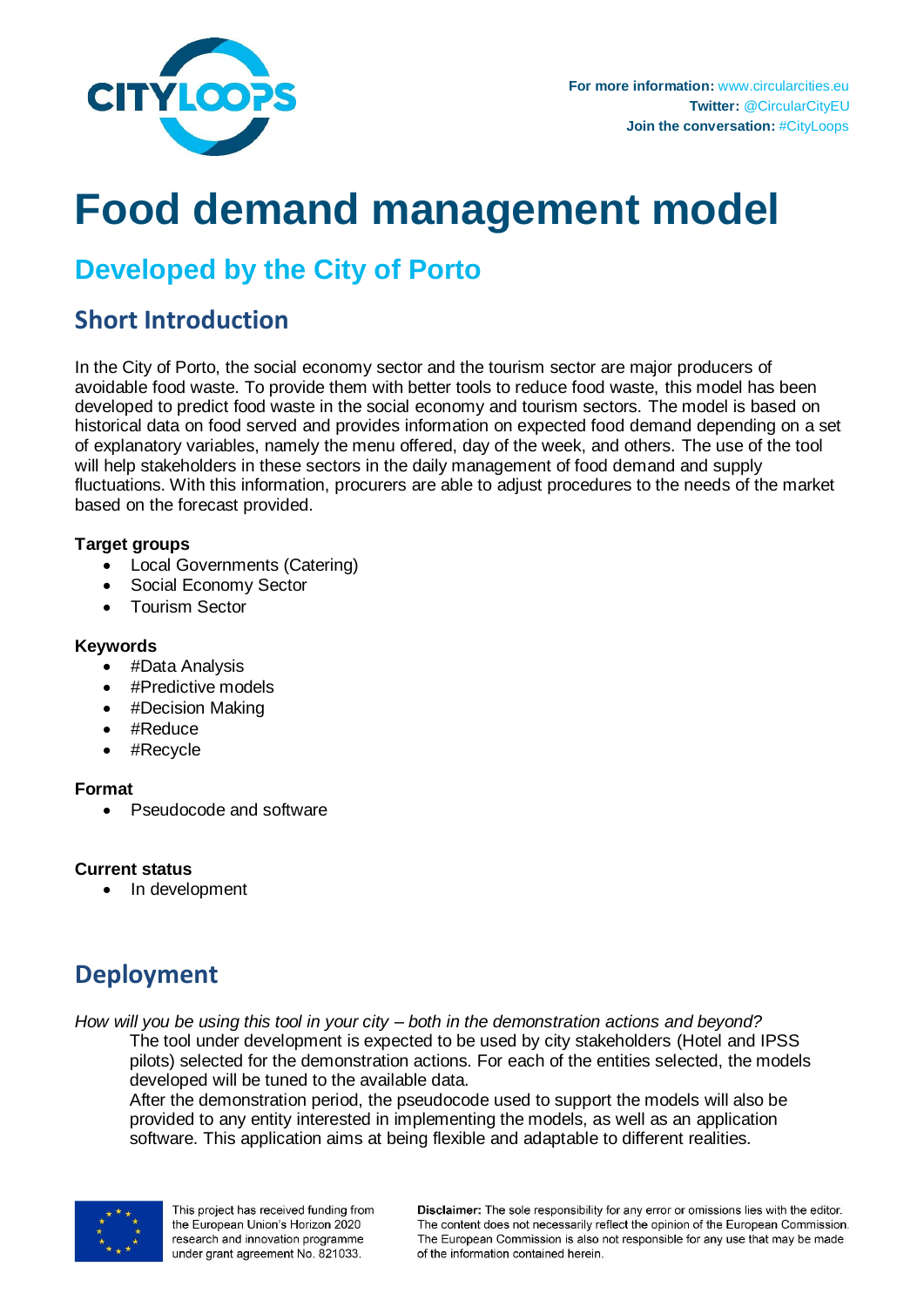**For more information:** www.circularcities.eu
**Twitter:** @CircularCityEU
**Join the conversation:** #CityLoops

# Food demand management model

## Developed by the City of Porto

### Short Introduction

In the City of Porto, the social economy sector and the tourism sector are major producers of avoidable food waste. To provide them with better tools to reduce food waste, this model has been developed to predict food waste in the social economy and tourism sectors. The model is based on historical data on food served and provides information on expected food demand depending on a set of explanatory variables, namely the menu offered, day of the week, and others. The use of the tool will help stakeholders in these sectors in the daily management of food demand and supply fluctuations. With this information, procurers are able to adjust procedures to the needs of the market based on the forecast provided.

**Target groups**

- Local Governments (Catering)
- Social Economy Sector
- Tourism Sector

**Keywords**

- #Data Analysis
- #Predictive models
- #Decision Making
- #Reduce
- #Recycle

**Format**

- Pseudocode and software

**Current status**

- In development

### Deployment

*How will you be using this tool in your city – both in the demonstration actions and beyond?*

The tool under development is expected to be used by city stakeholders (Hotel and IPSS pilots) selected for the demonstration actions. For each of the entities selected, the models developed will be tuned to the available data.

After the demonstration period, the pseudocode used to support the models will also be provided to any entity interested in implementing the models, as well as an application software. This application aims at being flexible and adaptable to different realities.

This project has received funding from the European Union's Horizon 2020 research and innovation programme under grant agreement No. 821033.

**Disclaimer:** The sole responsibility for any error or omissions lies with the editor. The content does not necessarily reflect the opinion of the European Commission. The European Commission is also not responsible for any use that may be made of the information contained herein.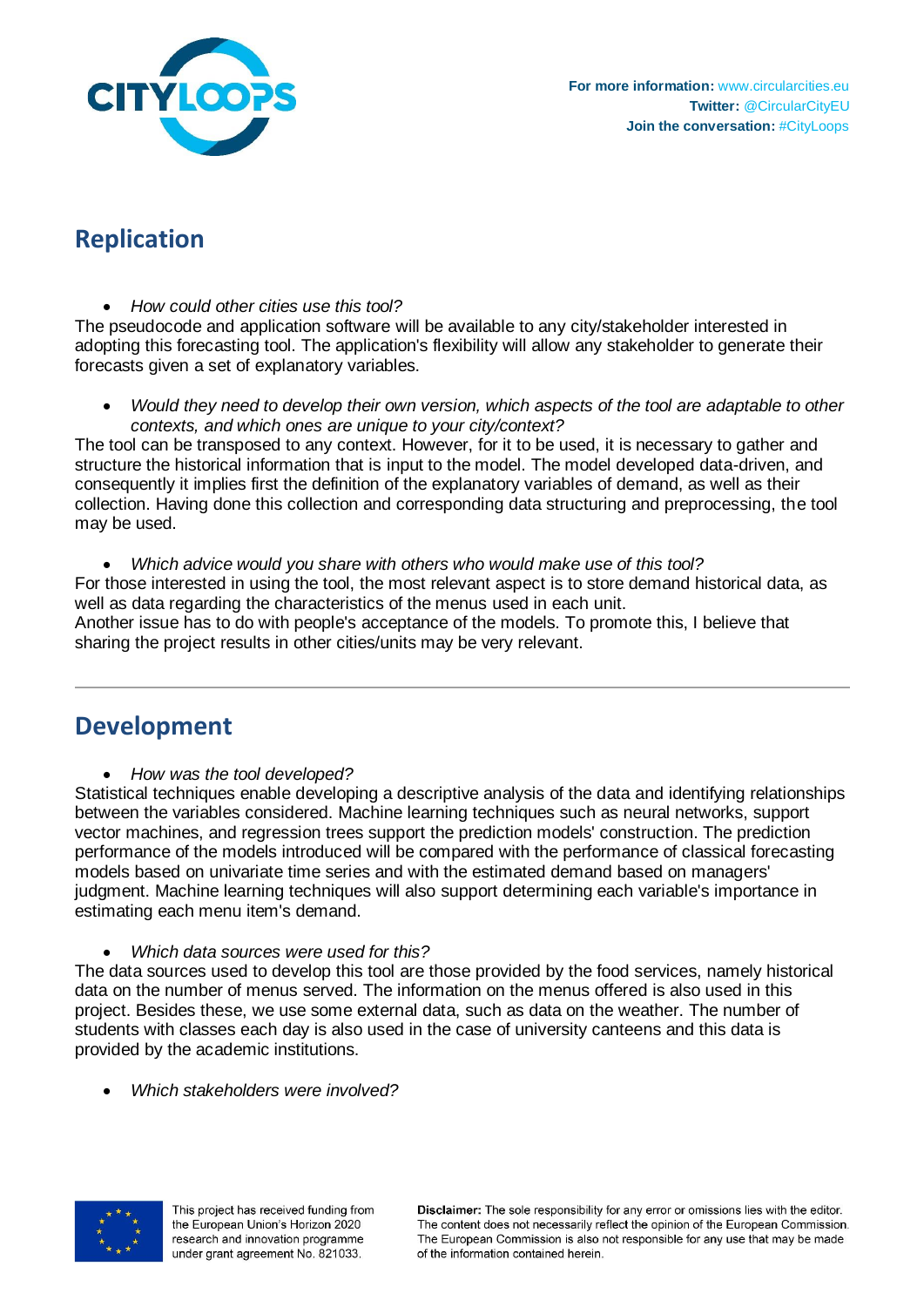## Replication

- *How could other cities use this tool?*

The pseudocode and application software will be available to any city/stakeholder interested in adopting this forecasting tool. The application's flexibility will allow any stakeholder to generate their forecasts given a set of explanatory variables.

- *Would they need to develop their own version, which aspects of the tool are adaptable to other contexts, and which ones are unique to your city/context?*

The tool can be transposed to any context. However, for it to be used, it is necessary to gather and structure the historical information that is input to the model. The model developed data-driven, and consequently it implies first the definition of the explanatory variables of demand, as well as their collection. Having done this collection and corresponding data structuring and preprocessing, the tool may be used.

- *Which advice would you share with others who would make use of this tool?*

For those interested in using the tool, the most relevant aspect is to store demand historical data, as well as data regarding the characteristics of the menus used in each unit.
Another issue has to do with people's acceptance of the models. To promote this, I believe that sharing the project results in other cities/units may be very relevant.

---

## Development

- *How was the tool developed?*

Statistical techniques enable developing a descriptive analysis of the data and identifying relationships between the variables considered. Machine learning techniques such as neural networks, support vector machines, and regression trees support the prediction models' construction. The prediction performance of the models introduced will be compared with the performance of classical forecasting models based on univariate time series and with the estimated demand based on managers' judgment. Machine learning techniques will also support determining each variable's importance in estimating each menu item's demand.

- *Which data sources were used for this?*

The data sources used to develop this tool are those provided by the food services, namely historical data on the number of menus served. The information on the menus offered is also used in this project. Besides these, we use some external data, such as data on the weather. The number of students with classes each day is also used in the case of university canteens and this data is provided by the academic institutions.

- *Which stakeholders were involved?*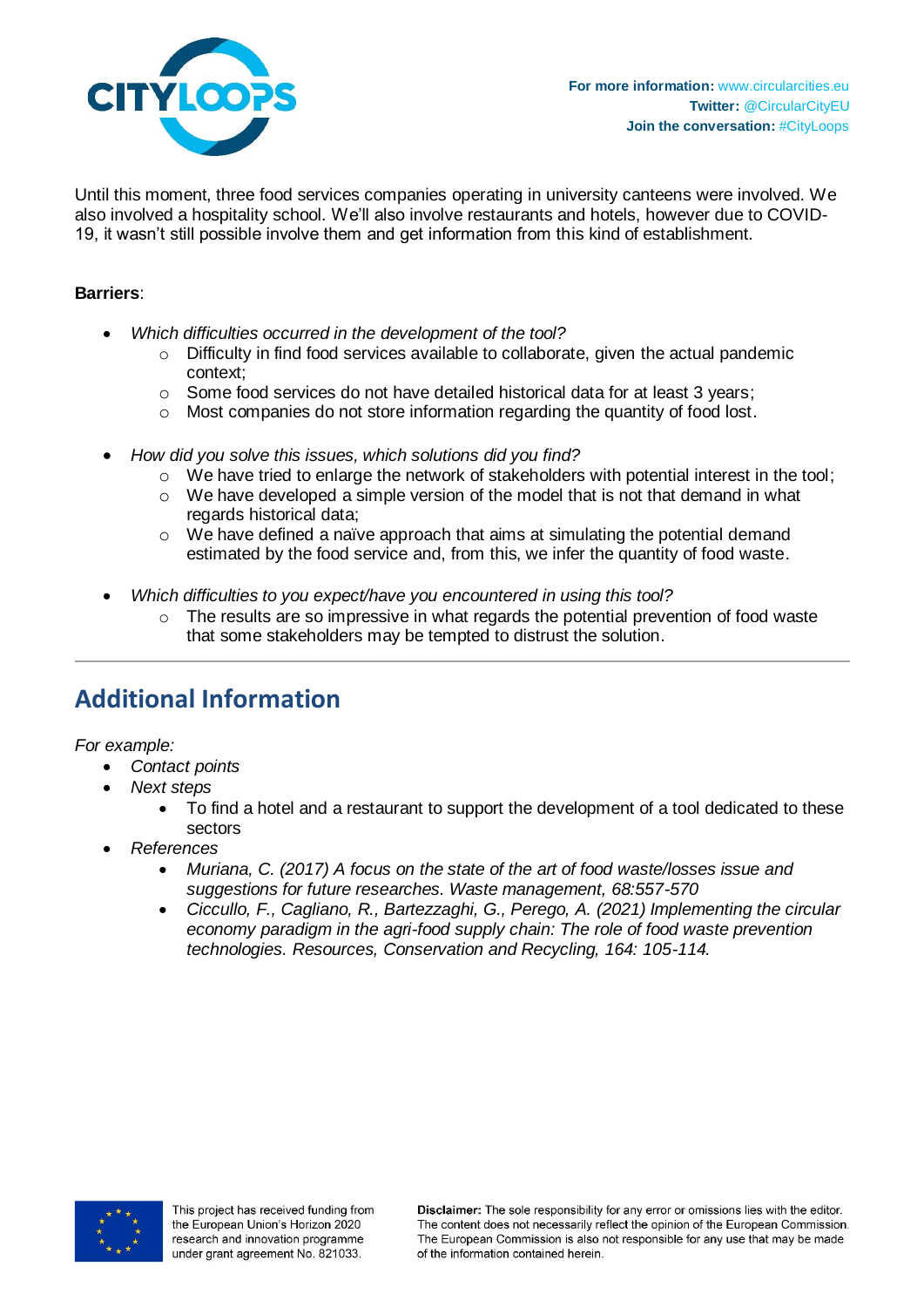Until this moment, three food services companies operating in university canteens were involved. We also involved a hospitality school. We'll also involve restaurants and hotels, however due to COVID-19, it wasn't still possible involve them and get information from this kind of establishment.

**Barriers**:

- *Which difficulties occurred in the development of the tool?*
  - Difficulty in find food services available to collaborate, given the actual pandemic context;
  - Some food services do not have detailed historical data for at least 3 years;
  - Most companies do not store information regarding the quantity of food lost.

- *How did you solve this issues, which solutions did you find?*
  - We have tried to enlarge the network of stakeholders with potential interest in the tool;
  - We have developed a simple version of the model that is not that demand in what regards historical data;
  - We have defined a naïve approach that aims at simulating the potential demand estimated by the food service and, from this, we infer the quantity of food waste.

- *Which difficulties to you expect/have you encountered in using this tool?*
  - The results are so impressive in what regards the potential prevention of food waste that some stakeholders may be tempted to distrust the solution.

---

## Additional Information

*For example:*

- *Contact points*
- *Next steps*
  - To find a hotel and a restaurant to support the development of a tool dedicated to these sectors
- *References*
  - *Muriana, C. (2017) A focus on the state of the art of food waste/losses issue and suggestions for future researches. Waste management, 68:557-570*
  - *Ciccullo, F., Cagliano, R., Bartezzaghi, G., Perego, A. (2021) Implementing the circular economy paradigm in the agri-food supply chain: The role of food waste prevention technologies. Resources, Conservation and Recycling, 164: 105-114.*